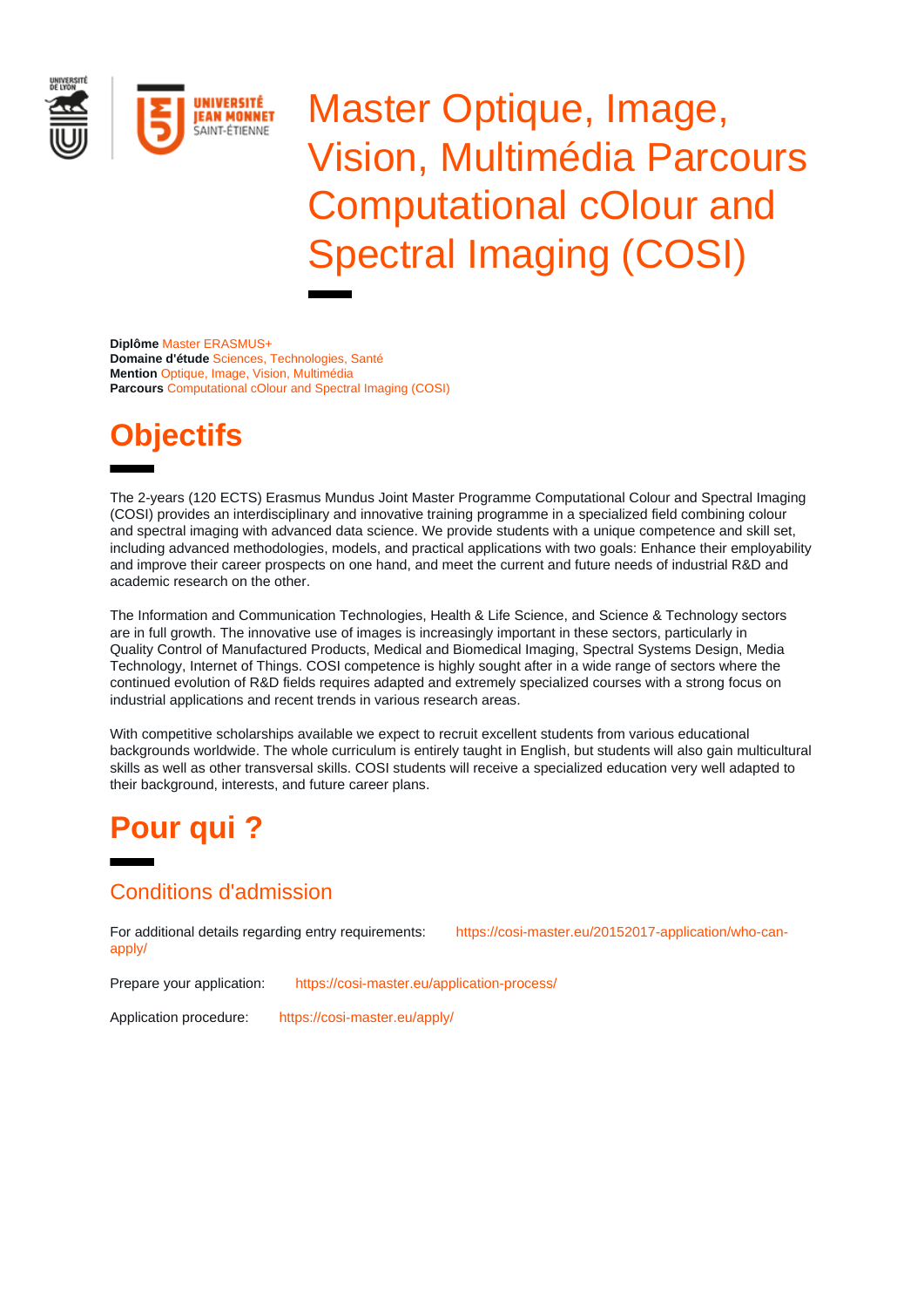# Master Optique, Image, Vision, Multimédia Parcours Computational cOlour and Spectral Imaging (COSI)

**Diplôme** Master ERASMUS+
**Domaine d'étude** Sciences, Technologies, Santé
**Mention** Optique, Image, Vision, Multimédia
**Parcours** Computational cOlour and Spectral Imaging (COSI)

## Objectifs

The 2-years (120 ECTS) Erasmus Mundus Joint Master Programme Computational Colour and Spectral Imaging (COSI) provides an interdisciplinary and innovative training programme in a specialized field combining colour and spectral imaging with advanced data science. We provide students with a unique competence and skill set, including advanced methodologies, models, and practical applications with two goals: Enhance their employability and improve their career prospects on one hand, and meet the current and future needs of industrial R&D and academic research on the other.

The Information and Communication Technologies, Health & Life Science, and Science & Technology sectors are in full growth. The innovative use of images is increasingly important in these sectors, particularly in Quality Control of Manufactured Products, Medical and Biomedical Imaging, Spectral Systems Design, Media Technology, Internet of Things. COSI competence is highly sought after in a wide range of sectors where the continued evolution of R&D fields requires adapted and extremely specialized courses with a strong focus on industrial applications and recent trends in various research areas.

With competitive scholarships available we expect to recruit excellent students from various educational backgrounds worldwide. The whole curriculum is entirely taught in English, but students will also gain multicultural skills as well as other transversal skills. COSI students will receive a specialized education very well adapted to their background, interests, and future career plans.

## Pour qui ?

### Conditions d'admission

For additional details regarding entry requirements: https://cosi-master.eu/20152017-application/who-can-apply/

Prepare your application: https://cosi-master.eu/application-process/

Application procedure: https://cosi-master.eu/apply/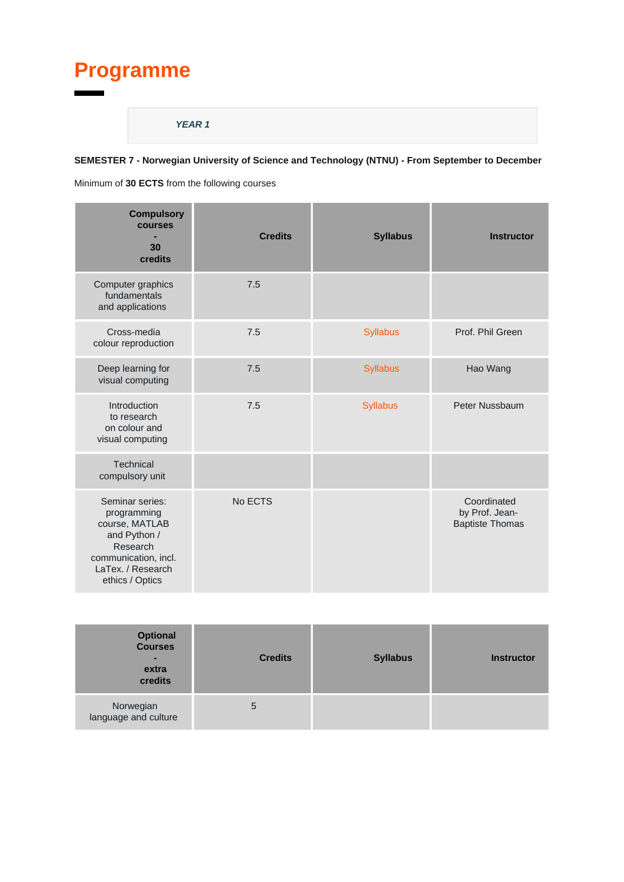# Programme

***YEAR 1***

**SEMESTER 7 - Norwegian University of Science and Technology (NTNU) - From September to December**

Minimum of **30 ECTS** from the following courses

| Compulsory courses - 30 credits | Credits | Syllabus | Instructor |
|---|---|---|---|
| Computer graphics fundamentals and applications | 7.5 | | |
| Cross-media colour reproduction | 7.5 | Syllabus | Prof. Phil Green |
| Deep learning for visual computing | 7.5 | Syllabus | Hao Wang |
| Introduction to research on colour and visual computing | 7.5 | Syllabus | Peter Nussbaum |
| Technical compulsory unit | | | |
| Seminar series: programming course, MATLAB and Python / Research communication, incl. LaTex. / Research ethics / Optics | No ECTS | | Coordinated by Prof. Jean-Baptiste Thomas |

| Optional Courses - extra credits | Credits | Syllabus | Instructor |
|---|---|---|---|
| Norwegian language and culture | 5 | | |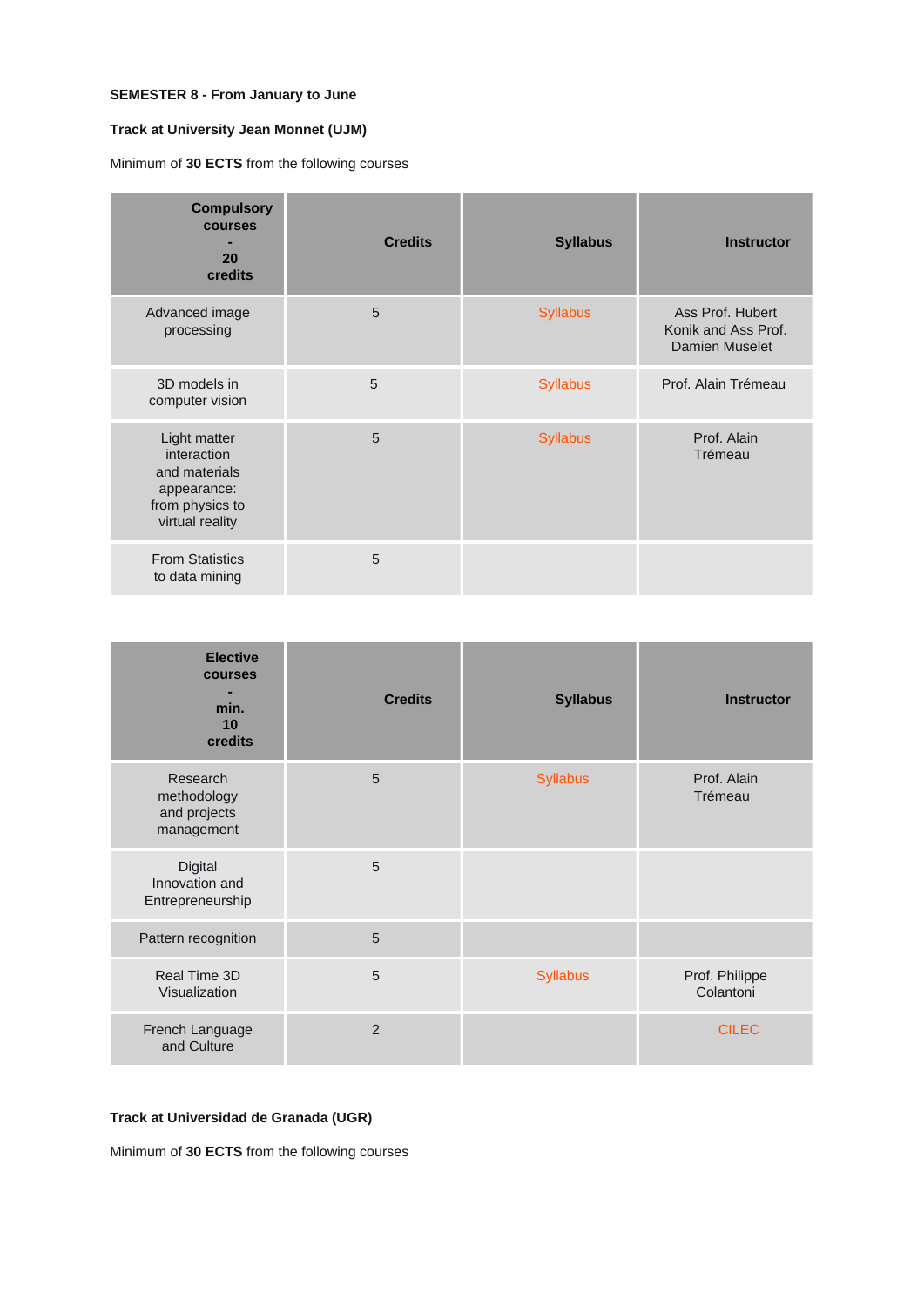**SEMESTER 8 - From January to June**

**Track at University Jean Monnet (UJM)**

Minimum of **30 ECTS** from the following courses

| Compulsory courses - 20 credits | Credits | Syllabus | Instructor |
|---|---|---|---|
| Advanced image processing | 5 | Syllabus | Ass Prof. Hubert Konik and Ass Prof. Damien Muselet |
| 3D models in computer vision | 5 | Syllabus | Prof. Alain Trémeau |
| Light matter interaction and materials appearance: from physics to virtual reality | 5 | Syllabus | Prof. Alain Trémeau |
| From Statistics to data mining | 5 | | |

| Elective courses - min. 10 credits | Credits | Syllabus | Instructor |
|---|---|---|---|
| Research methodology and projects management | 5 | Syllabus | Prof. Alain Trémeau |
| Digital Innovation and Entrepreneurship | 5 | | |
| Pattern recognition | 5 | | |
| Real Time 3D Visualization | 5 | Syllabus | Prof. Philippe Colantoni |
| French Language and Culture | 2 | | CILEC |

**Track at Universidad de Granada (UGR)**

Minimum of **30 ECTS** from the following courses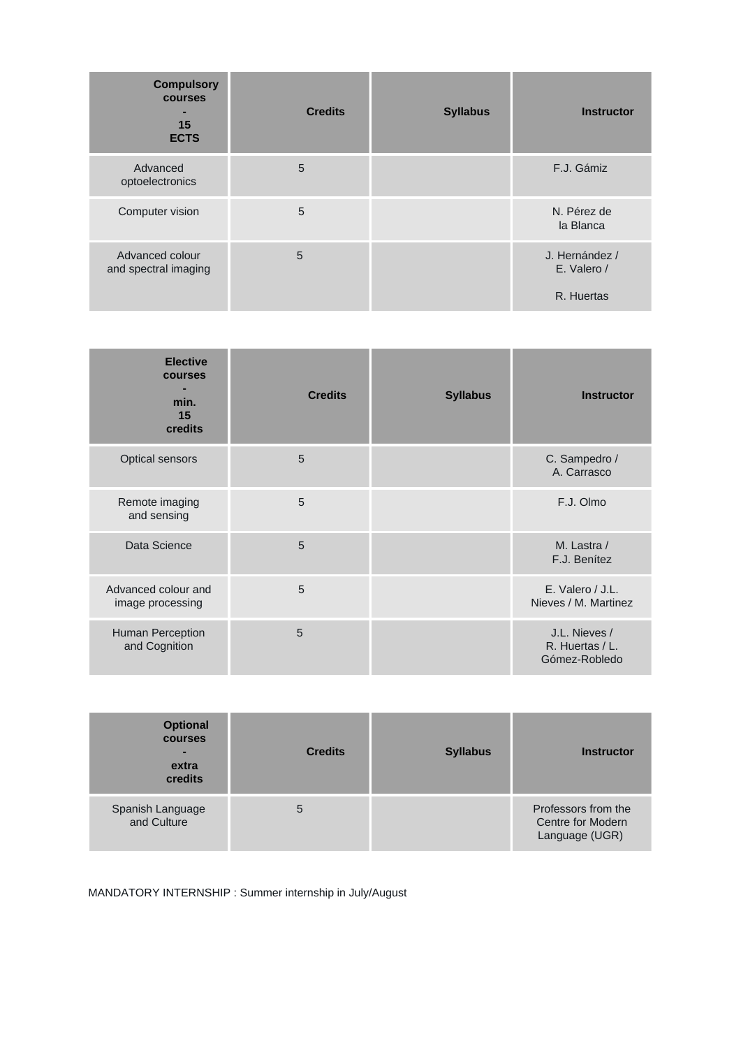| Compulsory courses - 15 ECTS | Credits | Syllabus | Instructor |
| --- | --- | --- | --- |
| Advanced optoelectronics | 5 | | F.J. Gámiz |
| Computer vision | 5 | | N. Pérez de la Blanca |
| Advanced colour and spectral imaging | 5 | | J. Hernández / E. Valero / R. Huertas |

| Elective courses - min. 15 credits | Credits | Syllabus | Instructor |
| --- | --- | --- | --- |
| Optical sensors | 5 | | C. Sampedro / A. Carrasco |
| Remote imaging and sensing | 5 | | F.J. Olmo |
| Data Science | 5 | | M. Lastra / F.J. Benítez |
| Advanced colour and image processing | 5 | | E. Valero / J.L. Nieves / M. Martinez |
| Human Perception and Cognition | 5 | | J.L. Nieves / R. Huertas / L. Gómez-Robledo |

| Optional courses - extra credits | Credits | Syllabus | Instructor |
| --- | --- | --- | --- |
| Spanish Language and Culture | 5 | | Professors from the Centre for Modern Language (UGR) |

MANDATORY INTERNSHIP : Summer internship in July/August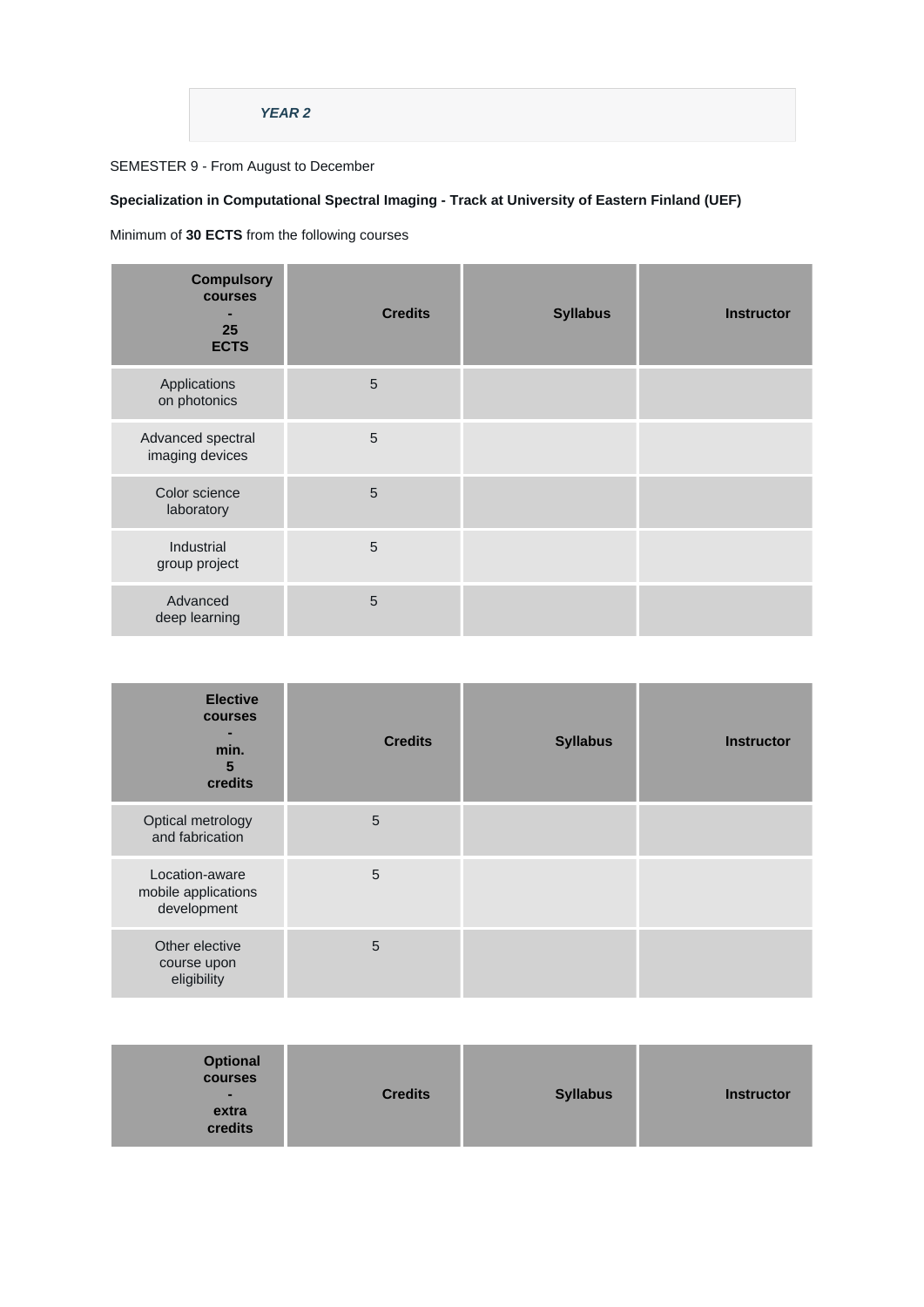***YEAR 2***

SEMESTER 9 - From August to December

**Specialization in Computational Spectral Imaging - Track at University of Eastern Finland (UEF)**

Minimum of **30 ECTS** from the following courses

| **Compulsory courses - 25 ECTS** | **Credits** | **Syllabus** | **Instructor** |
| --- | --- | --- | --- |
| Applications on photonics | 5 | | |
| Advanced spectral imaging devices | 5 | | |
| Color science laboratory | 5 | | |
| Industrial group project | 5 | | |
| Advanced deep learning | 5 | | |

| **Elective courses - min. 5 credits** | **Credits** | **Syllabus** | **Instructor** |
| --- | --- | --- | --- |
| Optical metrology and fabrication | 5 | | |
| Location-aware mobile applications development | 5 | | |
| Other elective course upon eligibility | 5 | | |

| **Optional courses - extra credits** | **Credits** | **Syllabus** | **Instructor** |
| --- | --- | --- | --- |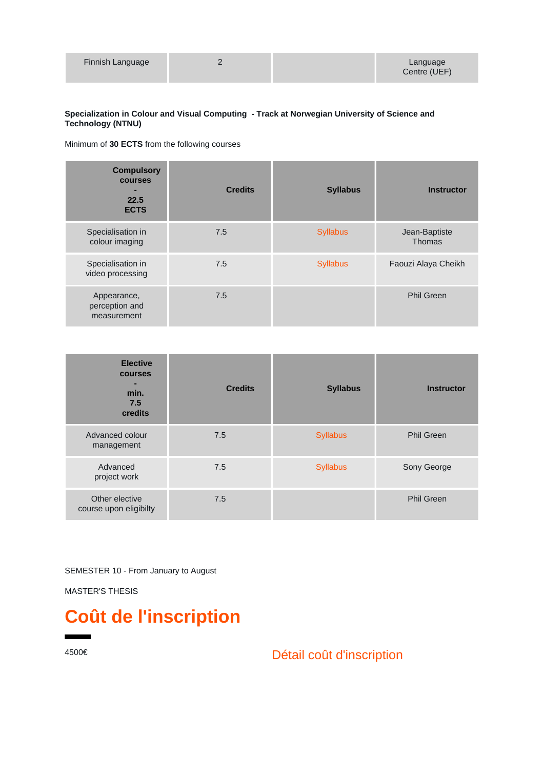| Finnish Language | 2 | | Language Centre (UEF) |
|---|---|---|---|

**Specialization in Colour and Visual Computing - Track at Norwegian University of Science and Technology (NTNU)**

Minimum of **30 ECTS** from the following courses

| Compulsory courses - 22.5 ECTS | Credits | Syllabus | Instructor |
|---|---|---|---|
| Specialisation in colour imaging | 7.5 | Syllabus | Jean-Baptiste Thomas |
| Specialisation in video processing | 7.5 | Syllabus | Faouzi Alaya Cheikh |
| Appearance, perception and measurement | 7.5 | | Phil Green |

| Elective courses - min. 7.5 credits | Credits | Syllabus | Instructor |
|---|---|---|---|
| Advanced colour management | 7.5 | Syllabus | Phil Green |
| Advanced project work | 7.5 | Syllabus | Sony George |
| Other elective course upon eligibilty | 7.5 | | Phil Green |

SEMESTER 10 - From January to August

MASTER'S THESIS

# Coût de l'inscription

4500€

Détail coût d'inscription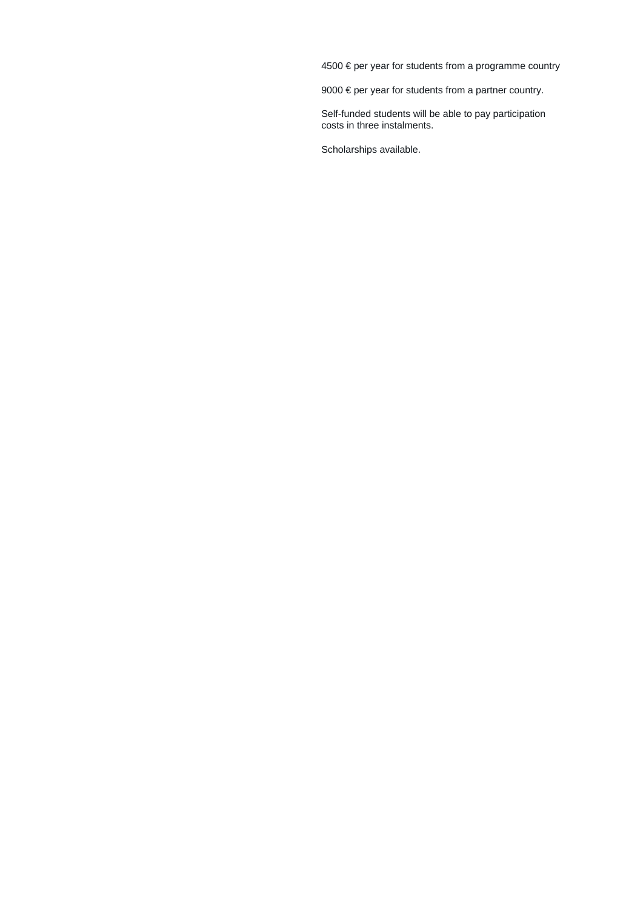4500 € per year for students from a programme country

9000 € per year for students from a partner country.

Self-funded students will be able to pay participation costs in three instalments.

Scholarships available.